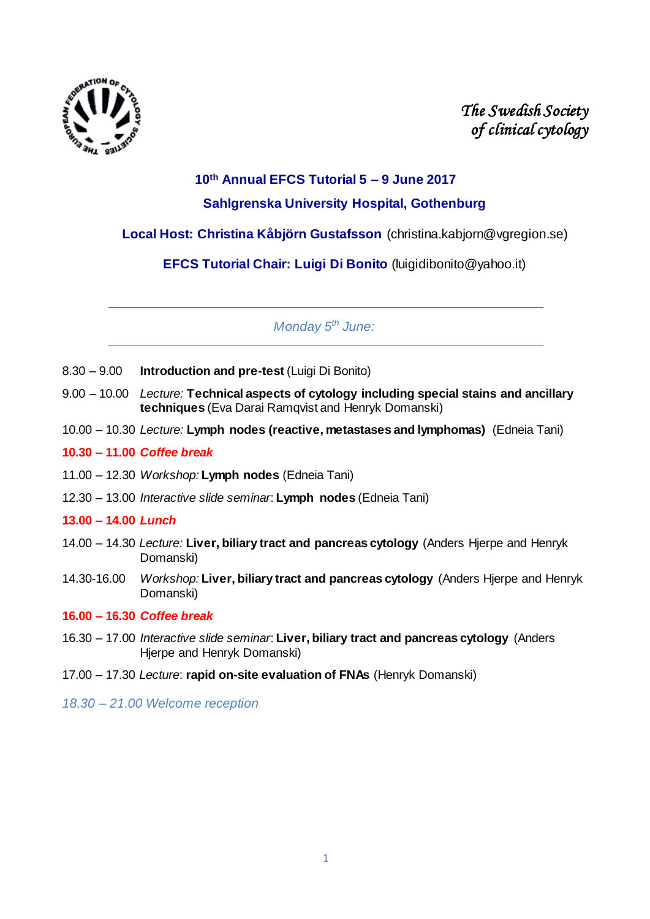The Swedish Society of clinical cytology

## 10th Annual EFCS Tutorial 5 – 9 June 2017

## Sahlgrenska University Hospital, Gothenburg

**Local Host: Christina Kåbjörn Gustafsson** (christina.kabjorn@vgregion.se)

**EFCS Tutorial Chair: Luigi Di Bonito** (luigidibonito@yahoo.it)

---

### *Monday 5th June:*

---

8.30 – 9.00 **Introduction and pre-test** (Luigi Di Bonito)

9.00 – 10.00 *Lecture:* **Technical aspects of cytology including special stains and ancillary techniques** (Eva Darai Ramqvist and Henryk Domanski)

10.00 – 10.30 *Lecture:* **Lymph nodes (reactive, metastases and lymphomas)** (Edneia Tani)

**10.30 – 11.00 *Coffee break***

11.00 – 12.30 *Workshop:* **Lymph nodes** (Edneia Tani)

12.30 – 13.00 *Interactive slide seminar*: **Lymph nodes** (Edneia Tani)

**13.00 – 14.00 *Lunch***

14.00 – 14.30 *Lecture:* **Liver, biliary tract and pancreas cytology** (Anders Hjerpe and Henryk Domanski)

14.30-16.00 *Workshop:* **Liver, biliary tract and pancreas cytology** (Anders Hjerpe and Henryk Domanski)

**16.00 – 16.30 *Coffee break***

16.30 – 17.00 *Interactive slide seminar*: **Liver, biliary tract and pancreas cytology** (Anders Hjerpe and Henryk Domanski)

17.00 – 17.30 *Lecture*: **rapid on-site evaluation of FNAs** (Henryk Domanski)

*18.30 – 21.00 Welcome reception*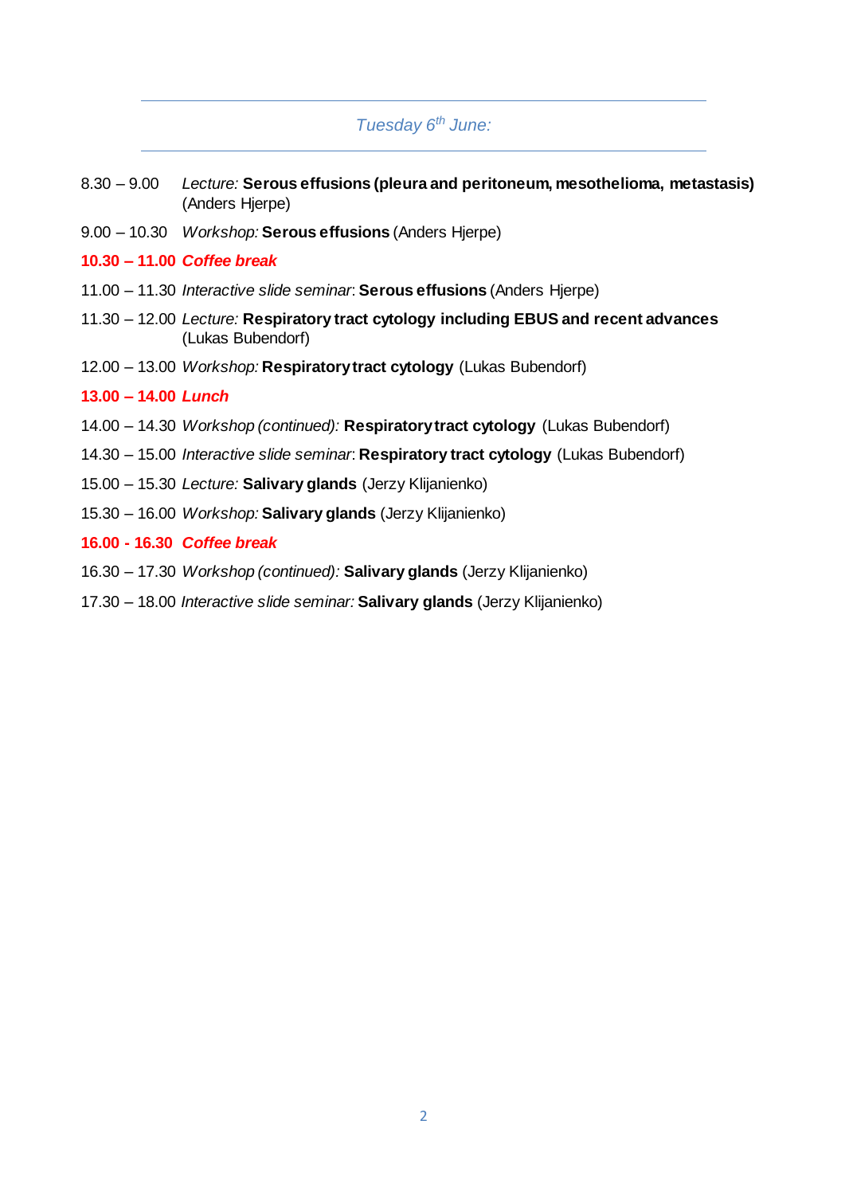## *Tuesday 6th June:*

8.30 – 9.00 *Lecture:* **Serous effusions (pleura and peritoneum, mesothelioma, metastasis)** (Anders Hjerpe)

9.00 – 10.30 *Workshop:* **Serous effusions** (Anders Hjerpe)

***10.30 – 11.00 Coffee break***

11.00 – 11.30 *Interactive slide seminar*: **Serous effusions** (Anders Hjerpe)

11.30 – 12.00 *Lecture:* **Respiratory tract cytology including EBUS and recent advances** (Lukas Bubendorf)

12.00 – 13.00 *Workshop:* **Respiratory tract cytology** (Lukas Bubendorf)

***13.00 – 14.00 Lunch***

14.00 – 14.30 *Workshop (continued):* **Respiratory tract cytology** (Lukas Bubendorf)

14.30 – 15.00 *Interactive slide seminar*: **Respiratory tract cytology** (Lukas Bubendorf)

15.00 – 15.30 *Lecture:* **Salivary glands** (Jerzy Klijanienko)

15.30 – 16.00 *Workshop:* **Salivary glands** (Jerzy Klijanienko)

***16.00 - 16.30 Coffee break***

16.30 – 17.30 *Workshop (continued):* **Salivary glands** (Jerzy Klijanienko)

17.30 – 18.00 *Interactive slide seminar:* **Salivary glands** (Jerzy Klijanienko)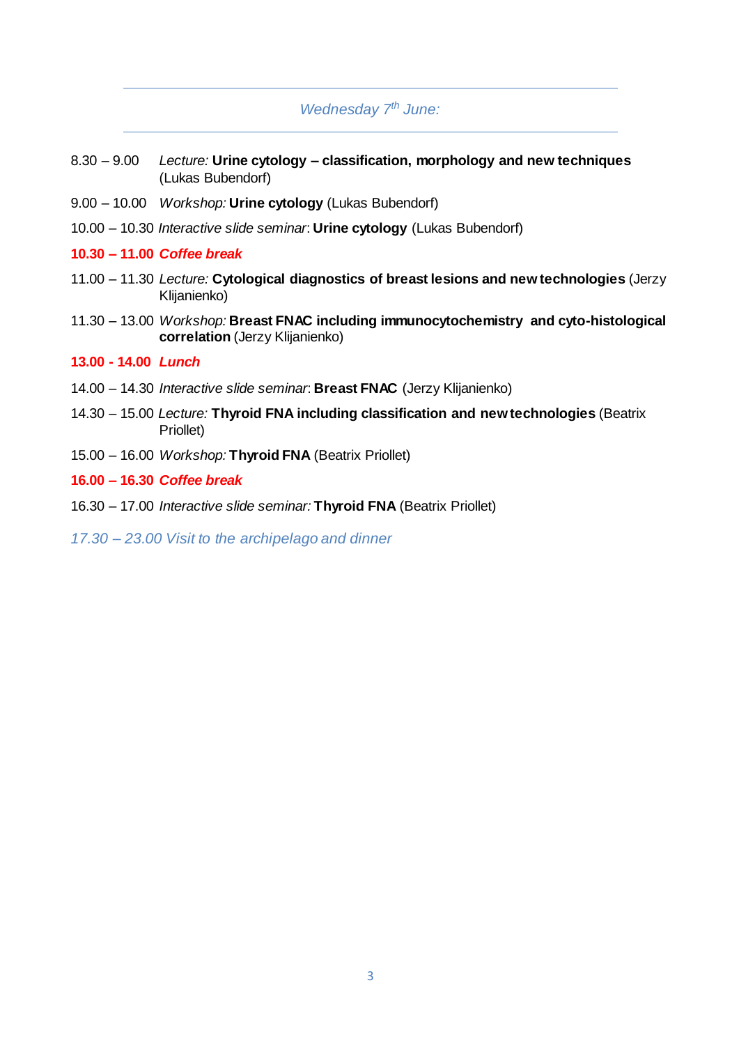## *Wednesday 7th June:*

8.30 – 9.00 *Lecture:* **Urine cytology – classification, morphology and new techniques** (Lukas Bubendorf)

9.00 – 10.00 *Workshop:* **Urine cytology** (Lukas Bubendorf)

10.00 – 10.30 *Interactive slide seminar*: **Urine cytology** (Lukas Bubendorf)

**10.30 – 11.00 *Coffee break***

11.00 – 11.30 *Lecture:* **Cytological diagnostics of breast lesions and new technologies** (Jerzy Klijanienko)

11.30 – 13.00 *Workshop:* **Breast FNAC including immunocytochemistry and cyto-histological correlation** (Jerzy Klijanienko)

**13.00 - 14.00 *Lunch***

14.00 – 14.30 *Interactive slide seminar*: **Breast FNAC** (Jerzy Klijanienko)

14.30 – 15.00 *Lecture:* **Thyroid FNA including classification and new technologies** (Beatrix Priollet)

15.00 – 16.00 *Workshop:* **Thyroid FNA** (Beatrix Priollet)

**16.00 – 16.30 *Coffee break***

16.30 – 17.00 *Interactive slide seminar:* **Thyroid FNA** (Beatrix Priollet)

*17.30 – 23.00 Visit to the archipelago and dinner*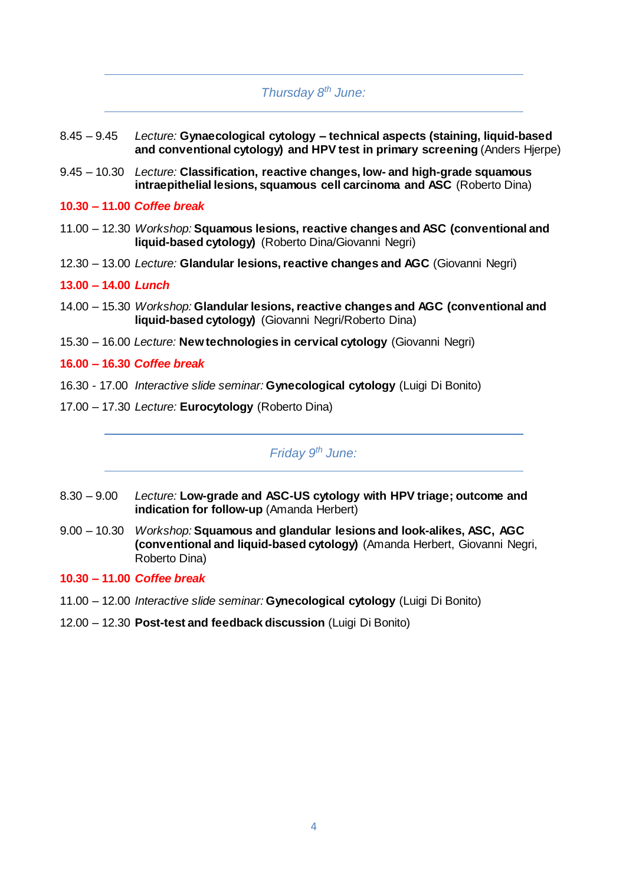## *Thursday 8th June:*

8.45 – 9.45 *Lecture:* **Gynaecological cytology – technical aspects (staining, liquid-based and conventional cytology) and HPV test in primary screening** (Anders Hjerpe)

9.45 – 10.30 *Lecture:* **Classification, reactive changes, low- and high-grade squamous intraepithelial lesions, squamous cell carcinoma and ASC** (Roberto Dina)

**10.30 – 11.00** ***Coffee break***

11.00 – 12.30 *Workshop:* **Squamous lesions, reactive changes and ASC (conventional and liquid-based cytology)** (Roberto Dina/Giovanni Negri)

12.30 – 13.00 *Lecture:* **Glandular lesions, reactive changes and AGC** (Giovanni Negri)

**13.00 – 14.00** ***Lunch***

14.00 – 15.30 *Workshop:* **Glandular lesions, reactive changes and AGC (conventional and liquid-based cytology)** (Giovanni Negri/Roberto Dina)

15.30 – 16.00 *Lecture:* **New technologies in cervical cytology** (Giovanni Negri)

**16.00 – 16.30** ***Coffee break***

16.30 - 17.00 *Interactive slide seminar:* **Gynecological cytology** (Luigi Di Bonito)

17.00 – 17.30 *Lecture:* **Eurocytology** (Roberto Dina)

## *Friday 9th June:*

8.30 – 9.00 *Lecture:* **Low-grade and ASC-US cytology with HPV triage; outcome and indication for follow-up** (Amanda Herbert)

9.00 – 10.30 *Workshop:* **Squamous and glandular lesions and look-alikes, ASC, AGC (conventional and liquid-based cytology)** (Amanda Herbert, Giovanni Negri, Roberto Dina)

**10.30 – 11.00** ***Coffee break***

11.00 – 12.00 *Interactive slide seminar:* **Gynecological cytology** (Luigi Di Bonito)

12.00 – 12.30 **Post-test and feedback discussion** (Luigi Di Bonito)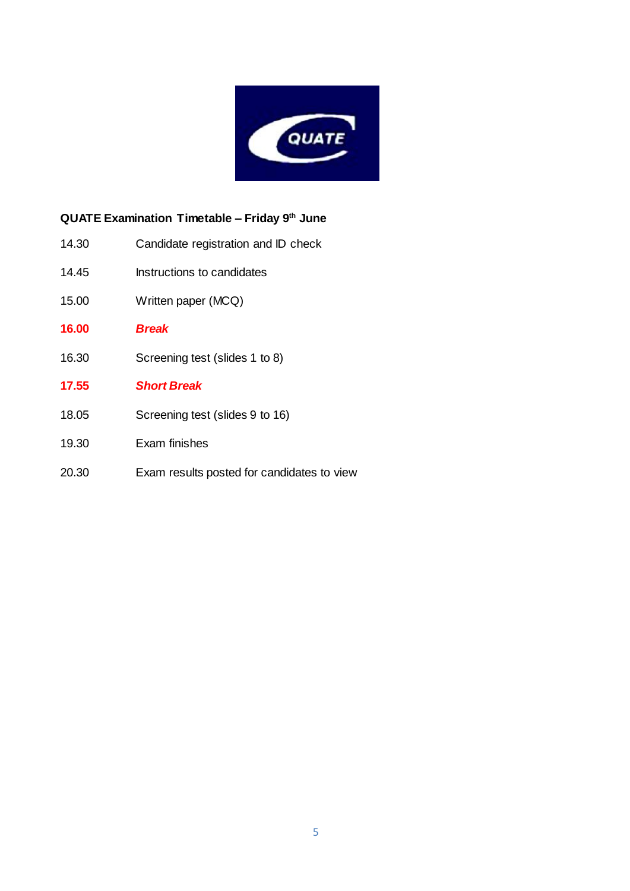**QUATE Examination Timetable – Friday 9th June**

| | |
|---|---|
| 14.30 | Candidate registration and ID check |
| 14.45 | Instructions to candidates |
| 15.00 | Written paper (MCQ) |
| **16.00** | ***Break*** |
| 16.30 | Screening test (slides 1 to 8) |
| **17.55** | ***Short Break*** |
| 18.05 | Screening test (slides 9 to 16) |
| 19.30 | Exam finishes |
| 20.30 | Exam results posted for candidates to view |